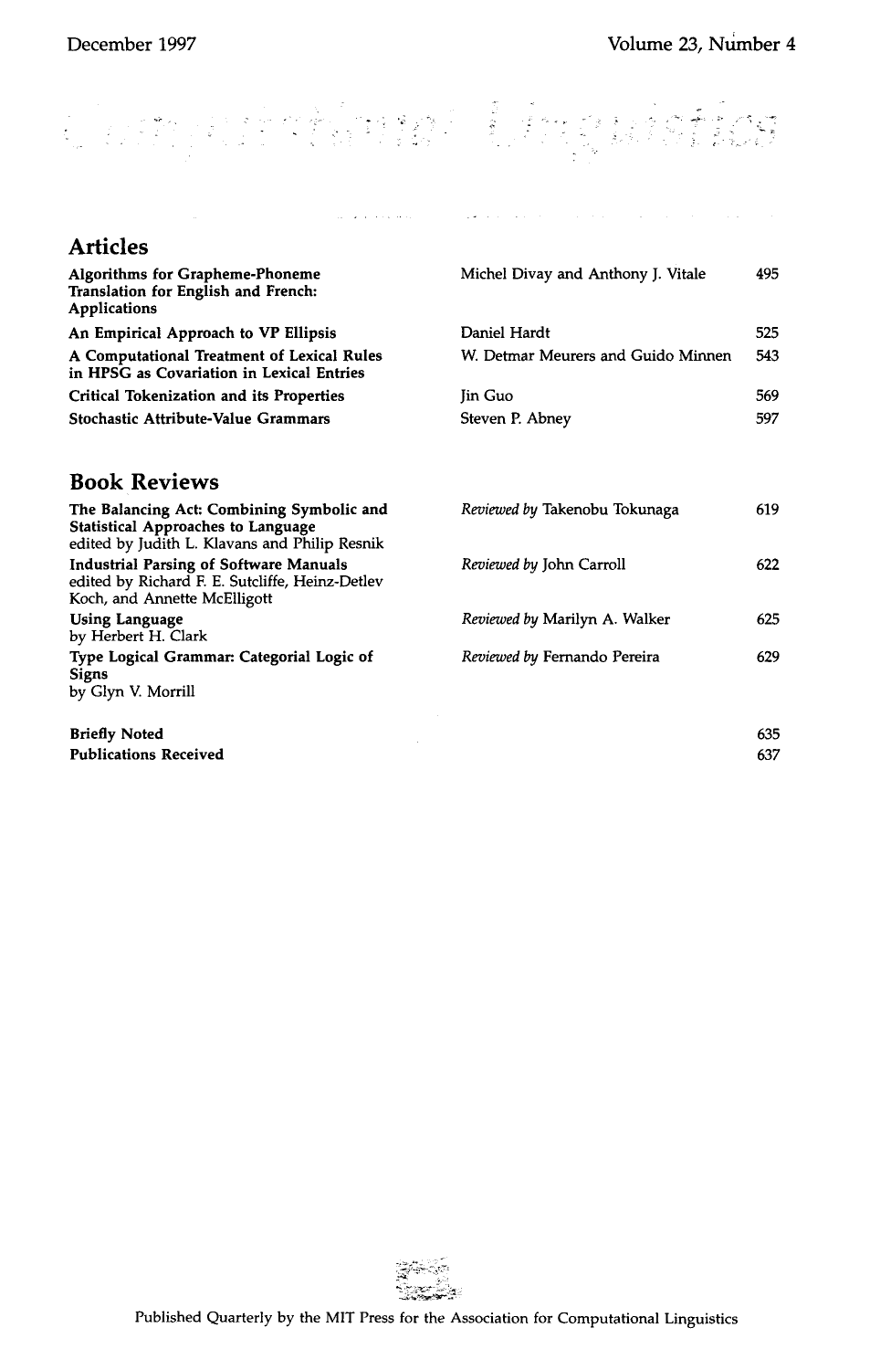December 1997

Volume 23, Number 4

## Articles

| | | |
|---|---|---|
| **Algorithms for Grapheme-Phoneme Translation for English and French: Applications** | Michel Divay and Anthony J. Vitale | 495 |
| **An Empirical Approach to VP Ellipsis** | Daniel Hardt | 525 |
| **A Computational Treatment of Lexical Rules in HPSG as Covariation in Lexical Entries** | W. Detmar Meurers and Guido Minnen | 543 |
| **Critical Tokenization and its Properties** | Jin Guo | 569 |
| **Stochastic Attribute-Value Grammars** | Steven P. Abney | 597 |

## Book Reviews

| | | |
|---|---|---|
| **The Balancing Act: Combining Symbolic and Statistical Approaches to Language** edited by Judith L. Klavans and Philip Resnik | *Reviewed by* Takenobu Tokunaga | 619 |
| **Industrial Parsing of Software Manuals** edited by Richard F. E. Sutcliffe, Heinz-Detlev Koch, and Annette McElligott | *Reviewed by* John Carroll | 622 |
| **Using Language** by Herbert H. Clark | *Reviewed by* Marilyn A. Walker | 625 |
| **Type Logical Grammar: Categorial Logic of Signs** by Glyn V. Morrill | *Reviewed by* Fernando Pereira | 629 |

| | |
|---|---|
| **Briefly Noted** | 635 |
| **Publications Received** | 637 |

Published Quarterly by the MIT Press for the Association for Computational Linguistics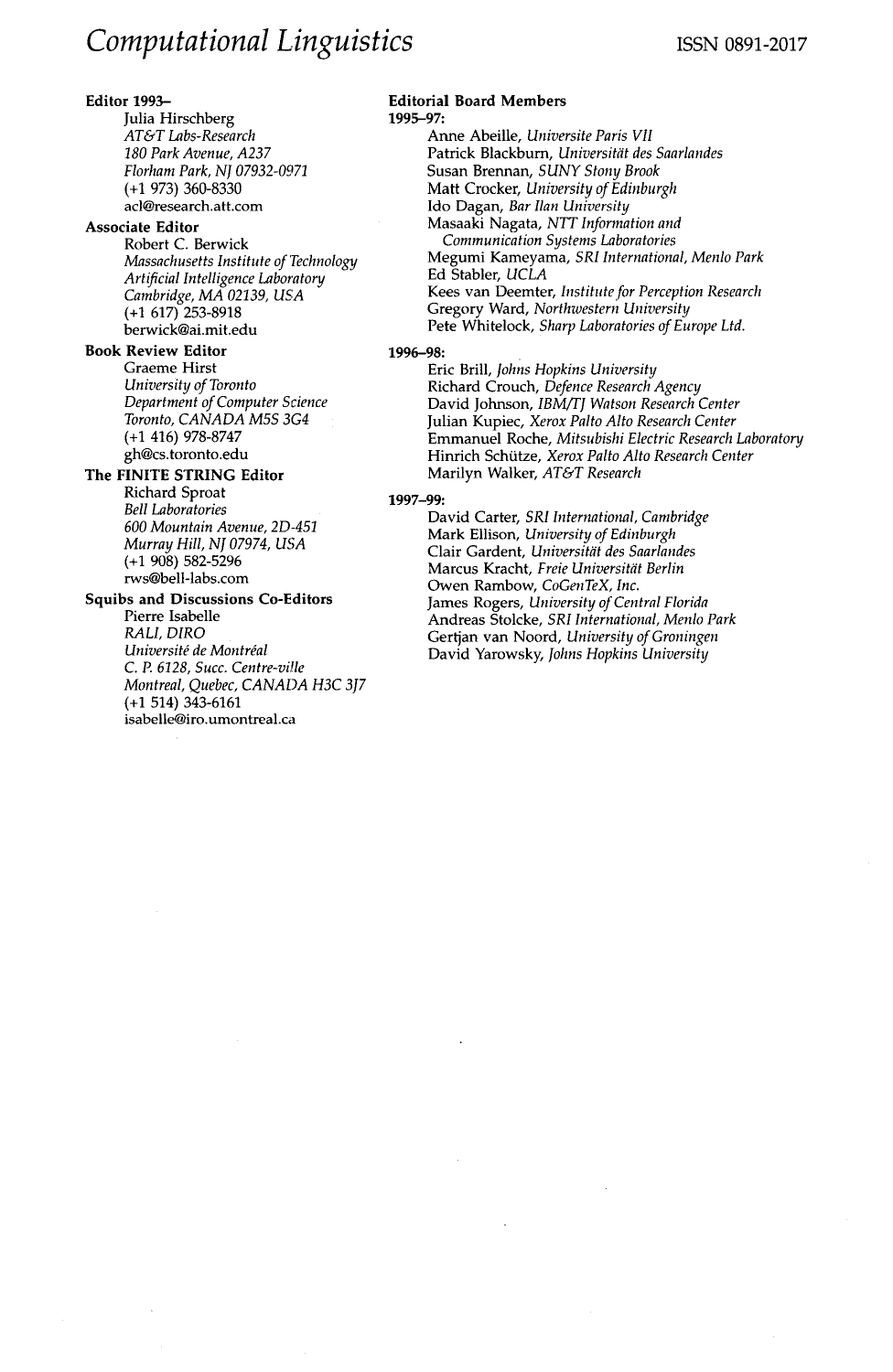# *Computational Linguistics*

ISSN 0891-2017

**Editor 1993–**
Julia Hirschberg
*AT&T Labs-Research*
*180 Park Avenue, A237*
*Florham Park, NJ 07932-0971*
(+1 973) 360-8330
acl@research.att.com

**Associate Editor**
Robert C. Berwick
*Massachusetts Institute of Technology*
*Artificial Intelligence Laboratory*
*Cambridge, MA 02139, USA*
(+1 617) 253-8918
berwick@ai.mit.edu

**Book Review Editor**
Graeme Hirst
*University of Toronto*
*Department of Computer Science*
*Toronto, CANADA M5S 3G4*
(+1 416) 978-8747
gh@cs.toronto.edu

**The FINITE STRING Editor**
Richard Sproat
*Bell Laboratories*
*600 Mountain Avenue, 2D-451*
*Murray Hill, NJ 07974, USA*
(+1 908) 582-5296
rws@bell-labs.com

**Squibs and Discussions Co-Editors**
Pierre Isabelle
*RALI, DIRO*
*Université de Montréal*
*C. P. 6128, Succ. Centre-ville*
*Montreal, Quebec, CANADA H3C 3J7*
(+1 514) 343-6161
isabelle@iro.umontreal.ca

**Editorial Board Members**

**1995–97:**
Anne Abeille, *Universite Paris VII*
Patrick Blackburn, *Universität des Saarlandes*
Susan Brennan, *SUNY Stony Brook*
Matt Crocker, *University of Edinburgh*
Ido Dagan, *Bar Ilan University*
Masaaki Nagata, *NTT Information and Communication Systems Laboratories*
Megumi Kameyama, *SRI International, Menlo Park*
Ed Stabler, *UCLA*
Kees van Deemter, *Institute for Perception Research*
Gregory Ward, *Northwestern University*
Pete Whitelock, *Sharp Laboratories of Europe Ltd.*

**1996–98:**
Eric Brill, *Johns Hopkins University*
Richard Crouch, *Defence Research Agency*
David Johnson, *IBM/TJ Watson Research Center*
Julian Kupiec, *Xerox Palto Alto Research Center*
Emmanuel Roche, *Mitsubishi Electric Research Laboratory*
Hinrich Schütze, *Xerox Palto Alto Research Center*
Marilyn Walker, *AT&T Research*

**1997–99:**
David Carter, *SRI International, Cambridge*
Mark Ellison, *University of Edinburgh*
Clair Gardent, *Universität des Saarlandes*
Marcus Kracht, *Freie Universität Berlin*
Owen Rambow, *CoGenTeX, Inc.*
James Rogers, *University of Central Florida*
Andreas Stolcke, *SRI International, Menlo Park*
Gertjan van Noord, *University of Groningen*
David Yarowsky, *Johns Hopkins University*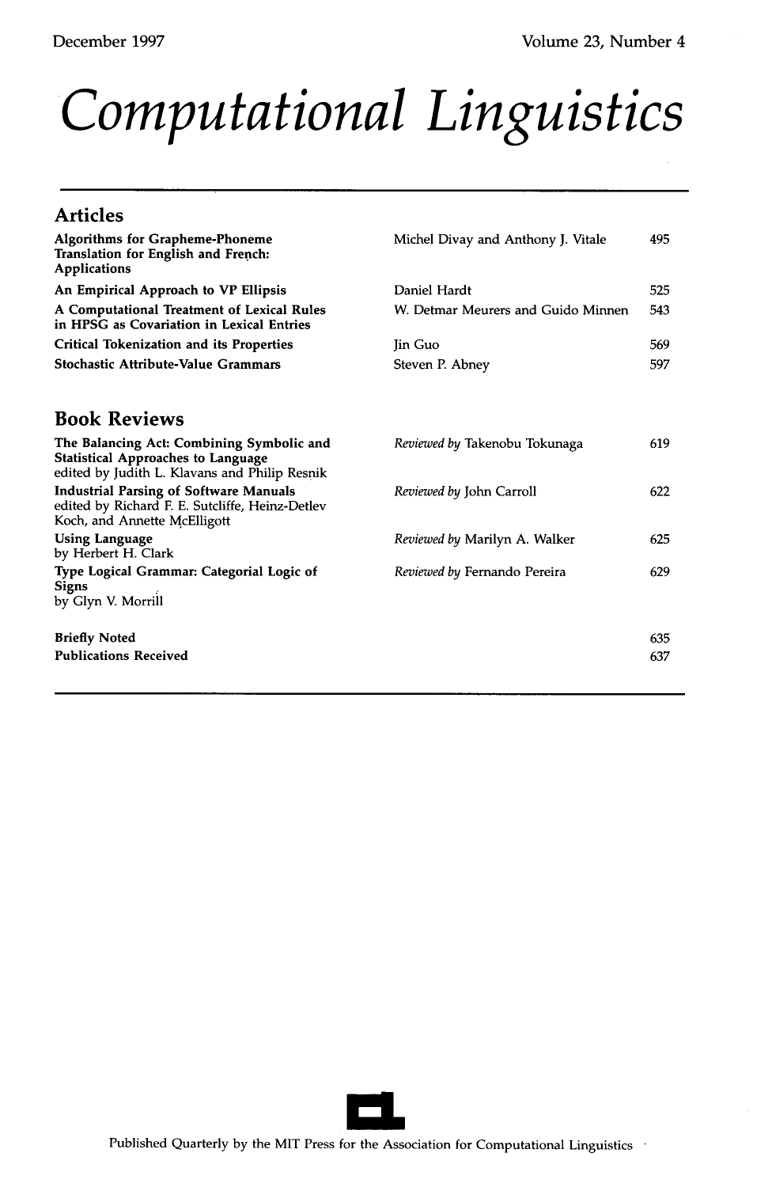December 1997 Volume 23, Number 4

# Computational Linguistics

## Articles

| | | |
|---|---|---|
| **Algorithms for Grapheme-Phoneme Translation for English and French: Applications** | Michel Divay and Anthony J. Vitale | 495 |
| **An Empirical Approach to VP Ellipsis** | Daniel Hardt | 525 |
| **A Computational Treatment of Lexical Rules in HPSG as Covariation in Lexical Entries** | W. Detmar Meurers and Guido Minnen | 543 |
| **Critical Tokenization and its Properties** | Jin Guo | 569 |
| **Stochastic Attribute-Value Grammars** | Steven P. Abney | 597 |

## Book Reviews

| | | |
|---|---|---|
| **The Balancing Act: Combining Symbolic and Statistical Approaches to Language** edited by Judith L. Klavans and Philip Resnik | *Reviewed by* Takenobu Tokunaga | 619 |
| **Industrial Parsing of Software Manuals** edited by Richard F. E. Sutcliffe, Heinz-Detlev Koch, and Annette McElligott | *Reviewed by* John Carroll | 622 |
| **Using Language** by Herbert H. Clark | *Reviewed by* Marilyn A. Walker | 625 |
| **Type Logical Grammar: Categorial Logic of Signs** by Glyn V. Morrill | *Reviewed by* Fernando Pereira | 629 |

| | |
|---|---|
| **Briefly Noted** | 635 |
| **Publications Received** | 637 |

Published Quarterly by the MIT Press for the Association for Computational Linguistics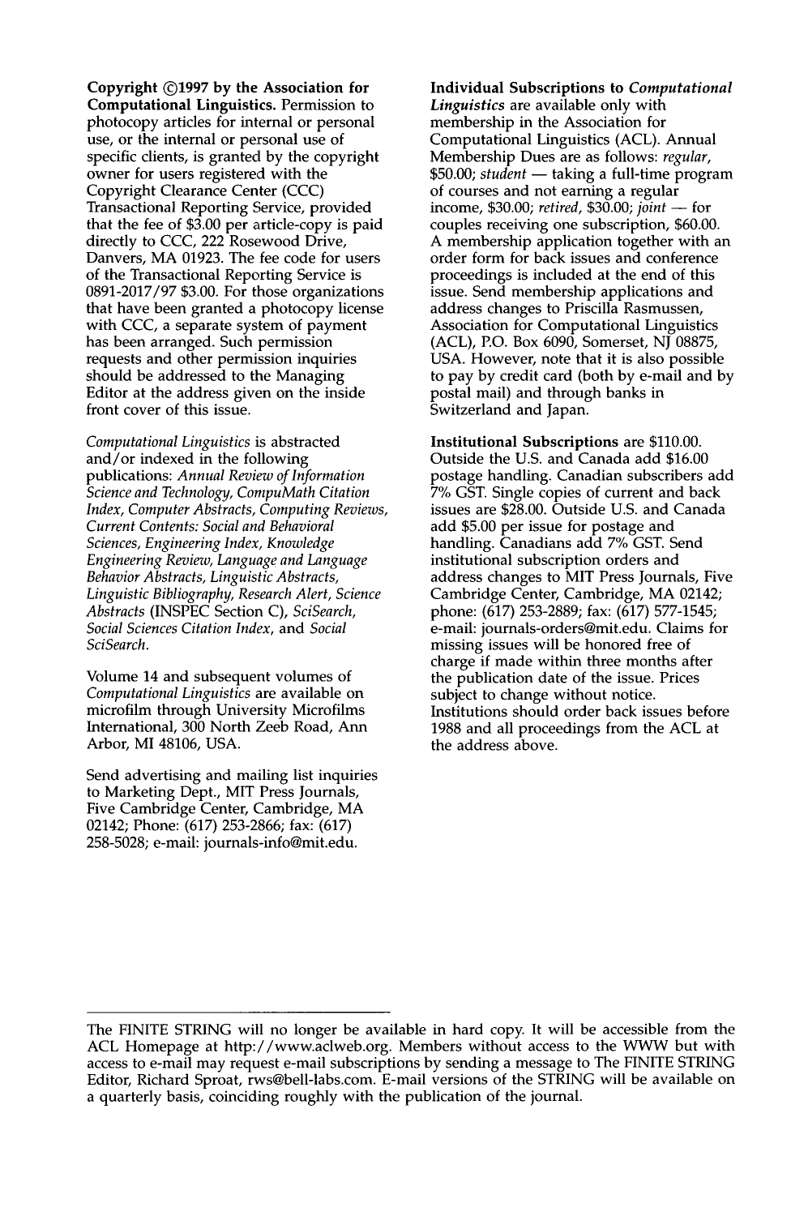**Copyright ©1997 by the Association for Computational Linguistics.** Permission to photocopy articles for internal or personal use, or the internal or personal use of specific clients, is granted by the copyright owner for users registered with the Copyright Clearance Center (CCC) Transactional Reporting Service, provided that the fee of $3.00 per article-copy is paid directly to CCC, 222 Rosewood Drive, Danvers, MA 01923. The fee code for users of the Transactional Reporting Service is 0891-2017/97 $3.00. For those organizations that have been granted a photocopy license with CCC, a separate system of payment has been arranged. Such permission requests and other permission inquiries should be addressed to the Managing Editor at the address given on the inside front cover of this issue.

*Computational Linguistics* is abstracted and/or indexed in the following publications: *Annual Review of Information Science and Technology, CompuMath Citation Index, Computer Abstracts, Computing Reviews, Current Contents: Social and Behavioral Sciences, Engineering Index, Knowledge Engineering Review, Language and Language Behavior Abstracts, Linguistic Abstracts, Linguistic Bibliography, Research Alert, Science Abstracts* (INSPEC Section C), *SciSearch, Social Sciences Citation Index,* and *Social SciSearch.*

Volume 14 and subsequent volumes of *Computational Linguistics* are available on microfilm through University Microfilms International, 300 North Zeeb Road, Ann Arbor, MI 48106, USA.

Send advertising and mailing list inquiries to Marketing Dept., MIT Press Journals, Five Cambridge Center, Cambridge, MA 02142; Phone: (617) 253-2866; fax: (617) 258-5028; e-mail: journals-info@mit.edu.

**Individual Subscriptions to *Computational Linguistics*** are available only with membership in the Association for Computational Linguistics (ACL). Annual Membership Dues are as follows: *regular,* $50.00; *student* — taking a full-time program of courses and not earning a regular income, $30.00; *retired,* $30.00; *joint* — for couples receiving one subscription, $60.00. A membership application together with an order form for back issues and conference proceedings is included at the end of this issue. Send membership applications and address changes to Priscilla Rasmussen, Association for Computational Linguistics (ACL), P.O. Box 6090, Somerset, NJ 08875, USA. However, note that it is also possible to pay by credit card (both by e-mail and by postal mail) and through banks in Switzerland and Japan.

**Institutional Subscriptions** are $110.00. Outside the U.S. and Canada add $16.00 postage handling. Canadian subscribers add 7% GST. Single copies of current and back issues are $28.00. Outside U.S. and Canada add $5.00 per issue for postage and handling. Canadians add 7% GST. Send institutional subscription orders and address changes to MIT Press Journals, Five Cambridge Center, Cambridge, MA 02142; phone: (617) 253-2889; fax: (617) 577-1545; e-mail: journals-orders@mit.edu. Claims for missing issues will be honored free of charge if made within three months after the publication date of the issue. Prices subject to change without notice. Institutions should order back issues before 1988 and all proceedings from the ACL at the address above.

---

The FINITE STRING will no longer be available in hard copy. It will be accessible from the ACL Homepage at http://www.aclweb.org. Members without access to the WWW but with access to e-mail may request e-mail subscriptions by sending a message to The FINITE STRING Editor, Richard Sproat, rws@bell-labs.com. E-mail versions of the STRING will be available on a quarterly basis, coinciding roughly with the publication of the journal.